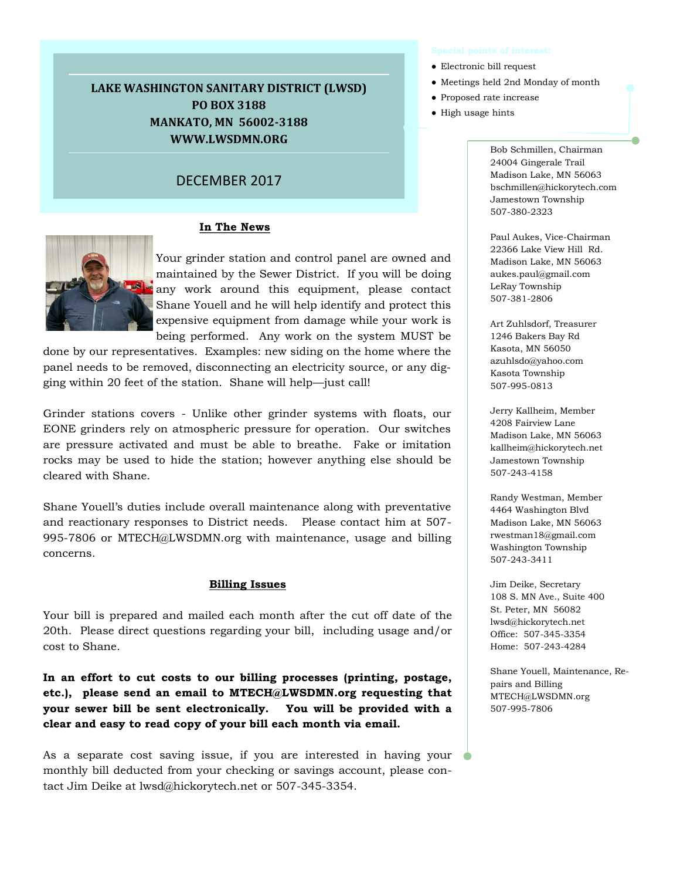# LAKE WASHINGTON SANITARY DISTRICT (LWSD)

**PO BOX 3188**
**MANKATO, MN 56002-3188**
**WWW.LWSDMN.ORG**

DECEMBER 2017

Special points of interest:

- Electronic bill request
- Meetings held 2nd Monday of month
- Proposed rate increase
- High usage hints

## In The News

Your grinder station and control panel are owned and maintained by the Sewer District. If you will be doing any work around this equipment, please contact Shane Youell and he will help identify and protect this expensive equipment from damage while your work is being performed. Any work on the system MUST be done by our representatives. Examples: new siding on the home where the panel needs to be removed, disconnecting an electricity source, or any digging within 20 feet of the station. Shane will help—just call!

Grinder stations covers - Unlike other grinder systems with floats, our EONE grinders rely on atmospheric pressure for operation. Our switches are pressure activated and must be able to breathe. Fake or imitation rocks may be used to hide the station; however anything else should be cleared with Shane.

Shane Youell's duties include overall maintenance along with preventative and reactionary responses to District needs. Please contact him at 507-995-7806 or MTECH@LWSDMN.org with maintenance, usage and billing concerns.

## Billing Issues

Your bill is prepared and mailed each month after the cut off date of the 20th. Please direct questions regarding your bill, including usage and/or cost to Shane.

**In an effort to cut costs to our billing processes (printing, postage, etc.), please send an email to MTECH@LWSDMN.org requesting that your sewer bill be sent electronically. You will be provided with a clear and easy to read copy of your bill each month via email.**

As a separate cost saving issue, if you are interested in having your monthly bill deducted from your checking or savings account, please contact Jim Deike at lwsd@hickorytech.net or 507-345-3354.

Bob Schmillen, Chairman
24004 Gingerale Trail
Madison Lake, MN 56063
bschmillen@hickorytech.com
Jamestown Township
507-380-2323

Paul Aukes, Vice-Chairman
22366 Lake View Hill Rd.
Madison Lake, MN 56063
aukes.paul@gmail.com
LeRay Township
507-381-2806

Art Zuhlsdorf, Treasurer
1246 Bakers Bay Rd
Kasota, MN 56050
azuhlsdo@yahoo.com
Kasota Township
507-995-0813

Jerry Kallheim, Member
4208 Fairview Lane
Madison Lake, MN 56063
kallheim@hickorytech.net
Jamestown Township
507-243-4158

Randy Westman, Member
4464 Washington Blvd
Madison Lake, MN 56063
rwestman18@gmail.com
Washington Township
507-243-3411

Jim Deike, Secretary
108 S. MN Ave., Suite 400
St. Peter, MN 56082
lwsd@hickorytech.net
Office: 507-345-3354
Home: 507-243-4284

Shane Youell, Maintenance, Repairs and Billing
MTECH@LWSDMN.org
507-995-7806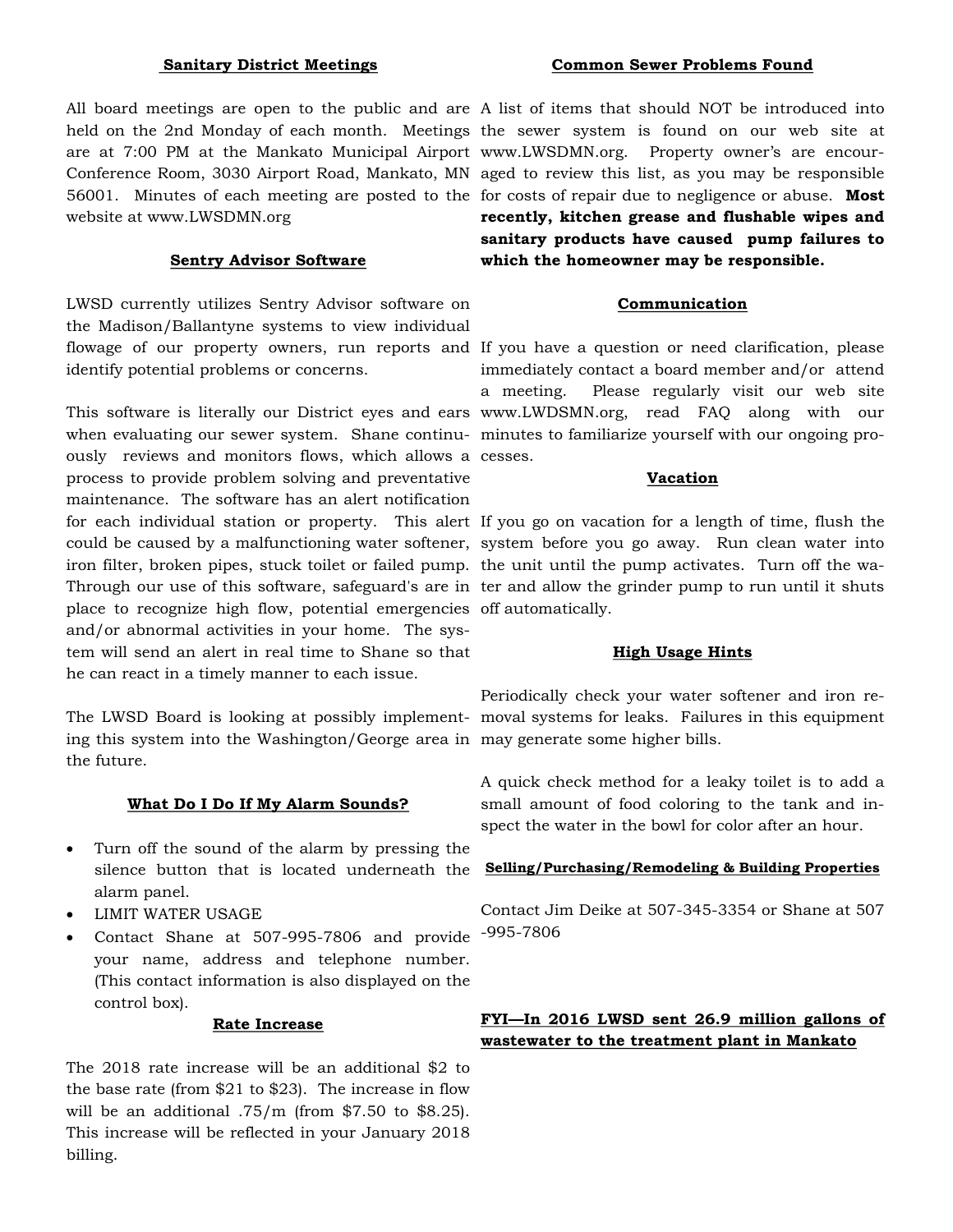## Sanitary District Meetings

All board meetings are open to the public and are held on the 2nd Monday of each month. Meetings are at 7:00 PM at the Mankato Municipal Airport Conference Room, 3030 Airport Road, Mankato, MN 56001. Minutes of each meeting are posted to the website at www.LWSDMN.org

## Sentry Advisor Software

LWSD currently utilizes Sentry Advisor software on the Madison/Ballantyne systems to view individual flowage of our property owners, run reports and identify potential problems or concerns.

This software is literally our District eyes and ears when evaluating our sewer system. Shane continuously reviews and monitors flows, which allows a process to provide problem solving and preventative maintenance. The software has an alert notification for each individual station or property. This alert could be caused by a malfunctioning water softener, iron filter, broken pipes, stuck toilet or failed pump. Through our use of this software, safeguard's are in place to recognize high flow, potential emergencies and/or abnormal activities in your home. The system will send an alert in real time to Shane so that he can react in a timely manner to each issue.

The LWSD Board is looking at possibly implementing this system into the Washington/George area in the future.

## What Do I Do If My Alarm Sounds?

- Turn off the sound of the alarm by pressing the silence button that is located underneath the alarm panel.
- LIMIT WATER USAGE
- Contact Shane at 507-995-7806 and provide your name, address and telephone number. (This contact information is also displayed on the control box).

## Rate Increase

The 2018 rate increase will be an additional $2 to the base rate (from $21 to $23). The increase in flow will be an additional .75/m (from $7.50 to $8.25). This increase will be reflected in your January 2018 billing.

## Common Sewer Problems Found

A list of items that should NOT be introduced into the sewer system is found on our web site at www.LWSDMN.org. Property owner's are encouraged to review this list, as you may be responsible for costs of repair due to negligence or abuse. **Most recently, kitchen grease and flushable wipes and sanitary products have caused pump failures to which the homeowner may be responsible.**

## Communication

If you have a question or need clarification, please immediately contact a board member and/or attend a meeting. Please regularly visit our web site www.LWDSMN.org, read FAQ along with our minutes to familiarize yourself with our ongoing processes.

## Vacation

If you go on vacation for a length of time, flush the system before you go away. Run clean water into the unit until the pump activates. Turn off the water and allow the grinder pump to run until it shuts off automatically.

## High Usage Hints

Periodically check your water softener and iron removal systems for leaks. Failures in this equipment may generate some higher bills.

A quick check method for a leaky toilet is to add a small amount of food coloring to the tank and inspect the water in the bowl for color after an hour.

## Selling/Purchasing/Remodeling & Building Properties

Contact Jim Deike at 507-345-3354 or Shane at 507-995-7806

**FYI—In 2016 LWSD sent 26.9 million gallons of wastewater to the treatment plant in Mankato**